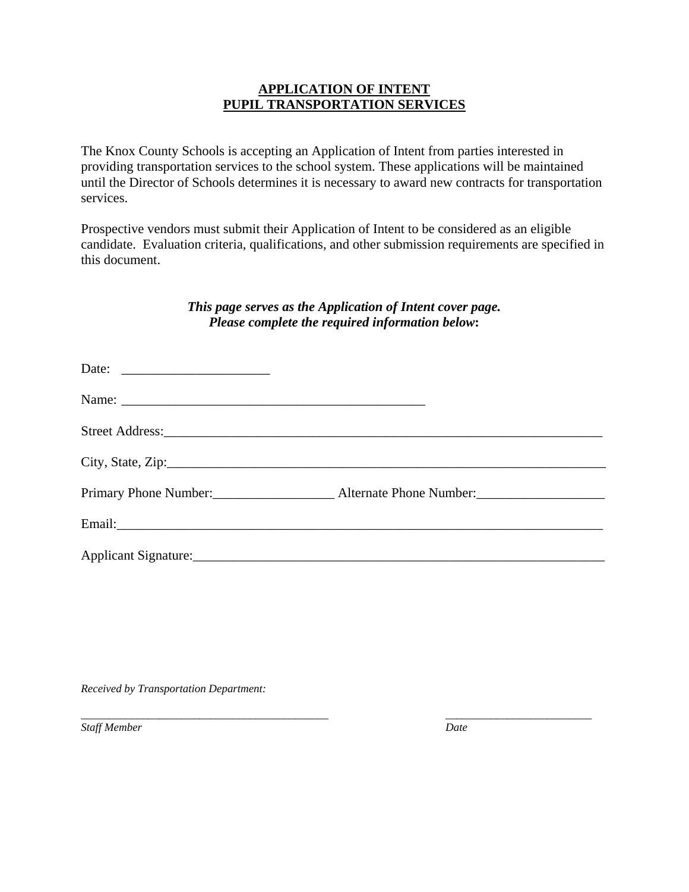# APPLICATION OF INTENT
# PUPIL TRANSPORTATION SERVICES

The Knox County Schools is accepting an Application of Intent from parties interested in providing transportation services to the school system. These applications will be maintained until the Director of Schools determines it is necessary to award new contracts for transportation services.

Prospective vendors must submit their Application of Intent to be considered as an eligible candidate. Evaluation criteria, qualifications, and other submission requirements are specified in this document.

***This page serves as the Application of Intent cover page.***
***Please complete the required information below:***

Date: ______________________

Name: ______________________________________________

Street Address:_____________________________________________________________________

City, State, Zip:_____________________________________________________________________

Primary Phone Number:__________________ Alternate Phone Number:___________________

Email:______________________________________________________________________________

Applicant Signature:_________________________________________________________________

*Received by Transportation Department:*

___________________________________________ ________________________

*Staff Member* *Date*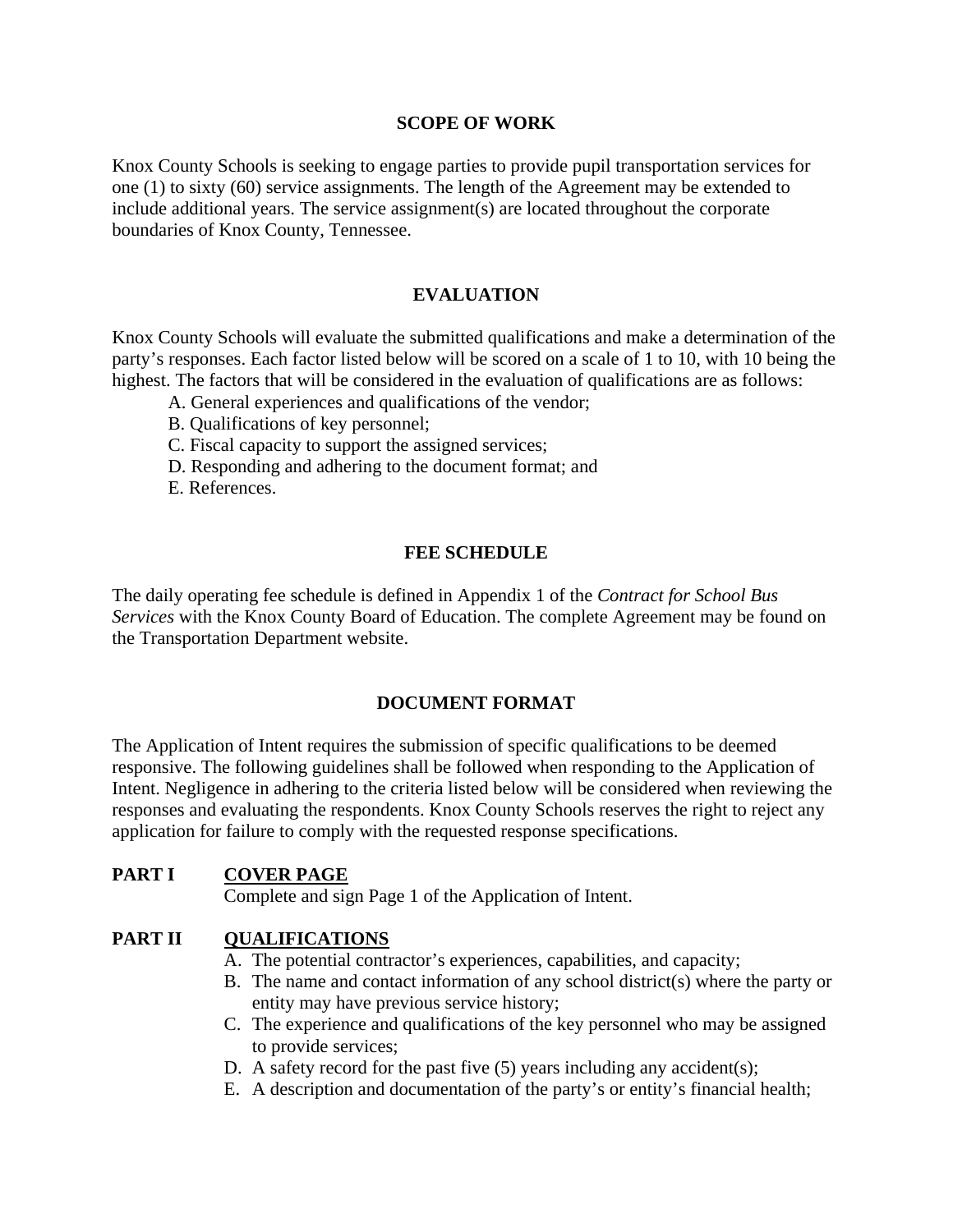## SCOPE OF WORK

Knox County Schools is seeking to engage parties to provide pupil transportation services for one (1) to sixty (60) service assignments. The length of the Agreement may be extended to include additional years. The service assignment(s) are located throughout the corporate boundaries of Knox County, Tennessee.

## EVALUATION

Knox County Schools will evaluate the submitted qualifications and make a determination of the party's responses. Each factor listed below will be scored on a scale of 1 to 10, with 10 being the highest. The factors that will be considered in the evaluation of qualifications are as follows:

A. General experiences and qualifications of the vendor;
B. Qualifications of key personnel;
C. Fiscal capacity to support the assigned services;
D. Responding and adhering to the document format; and
E. References.

## FEE SCHEDULE

The daily operating fee schedule is defined in Appendix 1 of the *Contract for School Bus Services* with the Knox County Board of Education. The complete Agreement may be found on the Transportation Department website.

## DOCUMENT FORMAT

The Application of Intent requires the submission of specific qualifications to be deemed responsive. The following guidelines shall be followed when responding to the Application of Intent. Negligence in adhering to the criteria listed below will be considered when reviewing the responses and evaluating the respondents. Knox County Schools reserves the right to reject any application for failure to comply with the requested response specifications.

**PART I** **COVER PAGE**

Complete and sign Page 1 of the Application of Intent.

**PART II** **QUALIFICATIONS**

A. The potential contractor's experiences, capabilities, and capacity;
B. The name and contact information of any school district(s) where the party or entity may have previous service history;
C. The experience and qualifications of the key personnel who may be assigned to provide services;
D. A safety record for the past five (5) years including any accident(s);
E. A description and documentation of the party's or entity's financial health;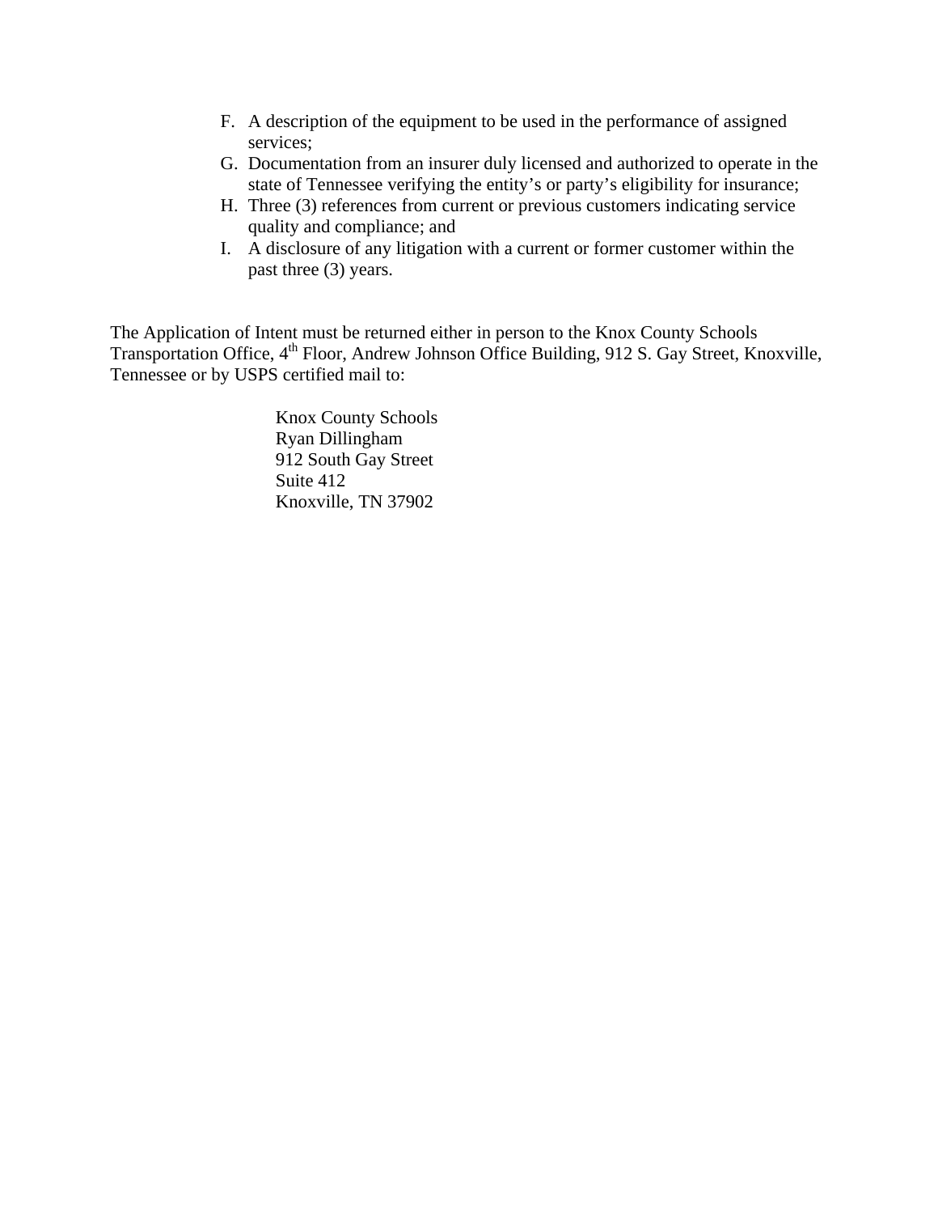F. A description of the equipment to be used in the performance of assigned services;
G. Documentation from an insurer duly licensed and authorized to operate in the state of Tennessee verifying the entity's or party's eligibility for insurance;
H. Three (3) references from current or previous customers indicating service quality and compliance; and
I. A disclosure of any litigation with a current or former customer within the past three (3) years.

The Application of Intent must be returned either in person to the Knox County Schools Transportation Office, 4th Floor, Andrew Johnson Office Building, 912 S. Gay Street, Knoxville, Tennessee or by USPS certified mail to:

Knox County Schools
Ryan Dillingham
912 South Gay Street
Suite 412
Knoxville, TN 37902